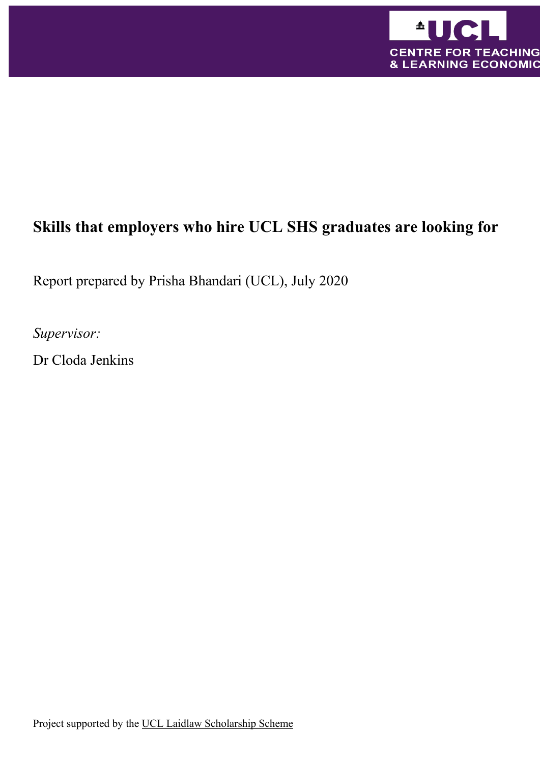UCL CENTRE FOR TEACHING & LEARNING ECONOMIC

# Skills that employers who hire UCL SHS graduates are looking for

Report prepared by Prisha Bhandari (UCL), July 2020

*Supervisor:*

Dr Cloda Jenkins

Project supported by the UCL Laidlaw Scholarship Scheme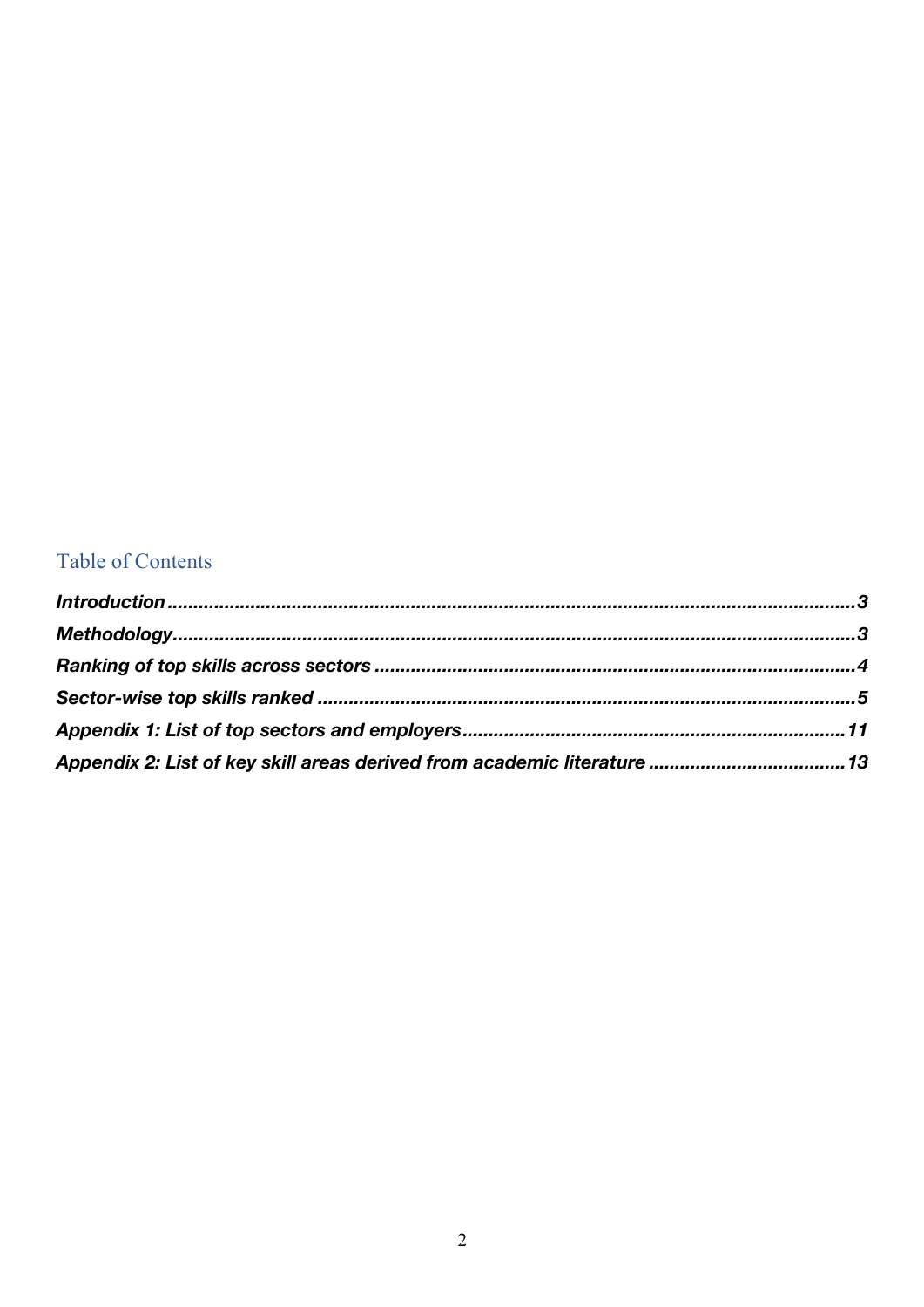## Table of Contents

***Introduction*** ........................................................................................................................ ***3***

***Methodology*** ........................................................................................................................ ***3***

***Ranking of top skills across sectors*** ............................................................................................ ***4***

***Sector-wise top skills ranked*** ....................................................................................................... ***5***

***Appendix 1: List of top sectors and employers*** ........................................................................ ***11***

***Appendix 2: List of key skill areas derived from academic literature*** ..................................... ***13***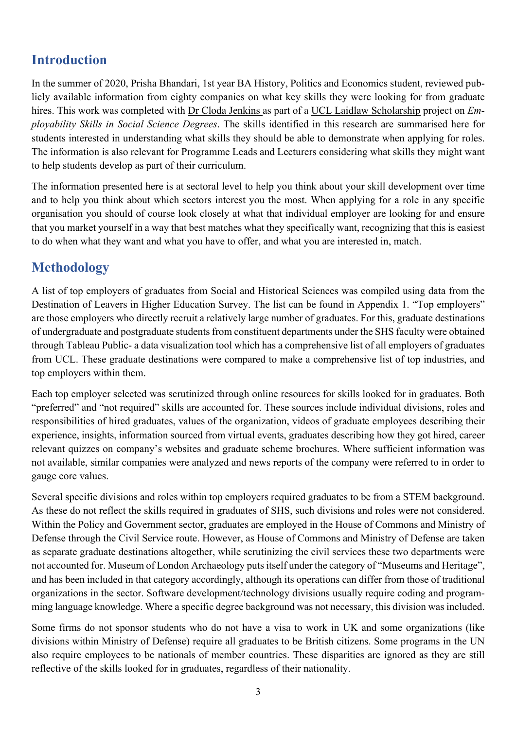## Introduction

In the summer of 2020, Prisha Bhandari, 1st year BA History, Politics and Economics student, reviewed publicly available information from eighty companies on what key skills they were looking for from graduate hires. This work was completed with Dr Cloda Jenkins as part of a UCL Laidlaw Scholarship project on *Employability Skills in Social Science Degrees*. The skills identified in this research are summarised here for students interested in understanding what skills they should be able to demonstrate when applying for roles. The information is also relevant for Programme Leads and Lecturers considering what skills they might want to help students develop as part of their curriculum.

The information presented here is at sectoral level to help you think about your skill development over time and to help you think about which sectors interest you the most. When applying for a role in any specific organisation you should of course look closely at what that individual employer are looking for and ensure that you market yourself in a way that best matches what they specifically want, recognizing that this is easiest to do when what they want and what you have to offer, and what you are interested in, match.

## Methodology

A list of top employers of graduates from Social and Historical Sciences was compiled using data from the Destination of Leavers in Higher Education Survey. The list can be found in Appendix 1. "Top employers" are those employers who directly recruit a relatively large number of graduates. For this, graduate destinations of undergraduate and postgraduate students from constituent departments under the SHS faculty were obtained through Tableau Public- a data visualization tool which has a comprehensive list of all employers of graduates from UCL. These graduate destinations were compared to make a comprehensive list of top industries, and top employers within them.

Each top employer selected was scrutinized through online resources for skills looked for in graduates. Both "preferred" and "not required" skills are accounted for. These sources include individual divisions, roles and responsibilities of hired graduates, values of the organization, videos of graduate employees describing their experience, insights, information sourced from virtual events, graduates describing how they got hired, career relevant quizzes on company's websites and graduate scheme brochures. Where sufficient information was not available, similar companies were analyzed and news reports of the company were referred to in order to gauge core values.

Several specific divisions and roles within top employers required graduates to be from a STEM background. As these do not reflect the skills required in graduates of SHS, such divisions and roles were not considered. Within the Policy and Government sector, graduates are employed in the House of Commons and Ministry of Defense through the Civil Service route. However, as House of Commons and Ministry of Defense are taken as separate graduate destinations altogether, while scrutinizing the civil services these two departments were not accounted for. Museum of London Archaeology puts itself under the category of "Museums and Heritage", and has been included in that category accordingly, although its operations can differ from those of traditional organizations in the sector. Software development/technology divisions usually require coding and programming language knowledge. Where a specific degree background was not necessary, this division was included.

Some firms do not sponsor students who do not have a visa to work in UK and some organizations (like divisions within Ministry of Defense) require all graduates to be British citizens. Some programs in the UN also require employees to be nationals of member countries. These disparities are ignored as they are still reflective of the skills looked for in graduates, regardless of their nationality.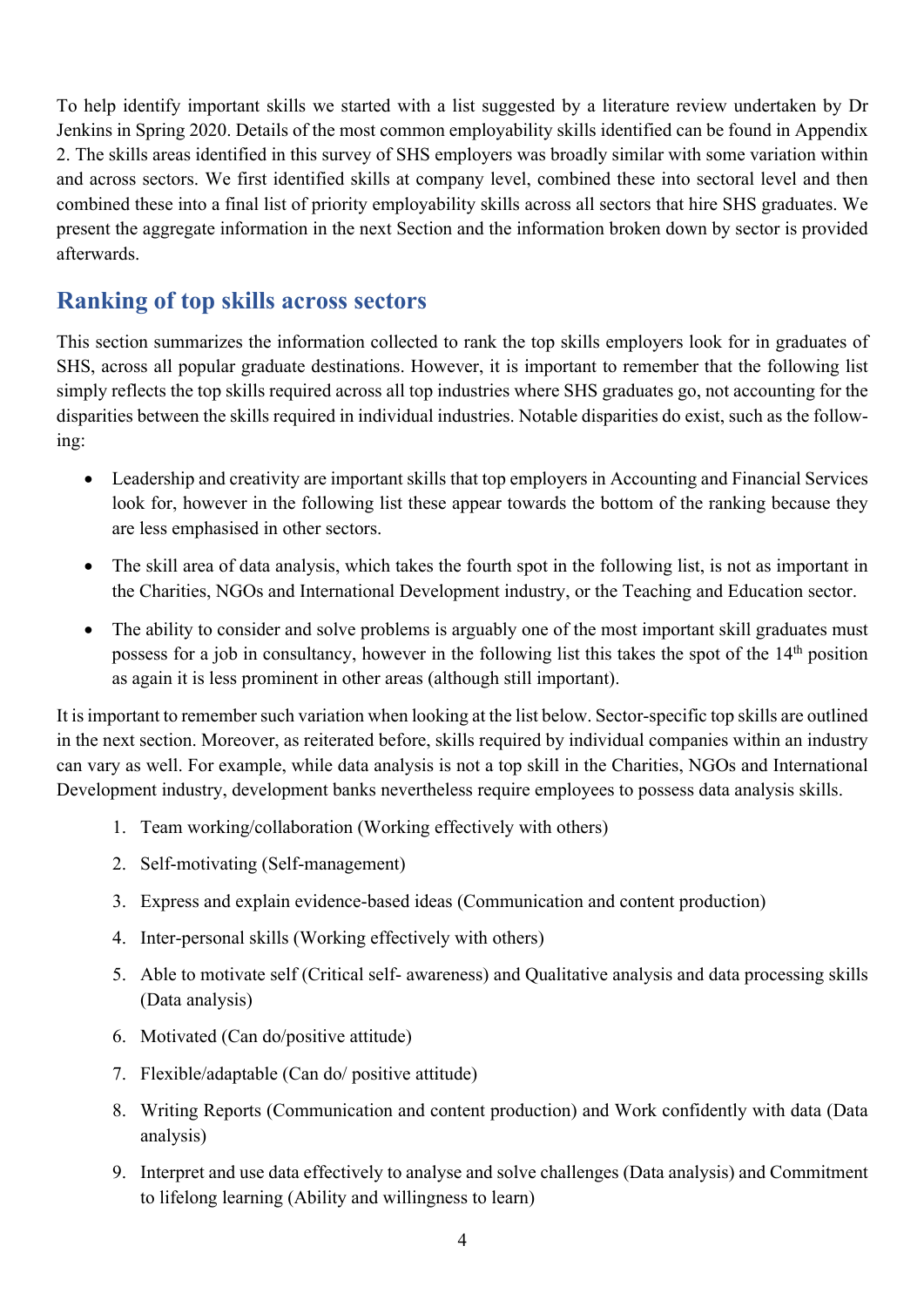To help identify important skills we started with a list suggested by a literature review undertaken by Dr Jenkins in Spring 2020. Details of the most common employability skills identified can be found in Appendix 2. The skills areas identified in this survey of SHS employers was broadly similar with some variation within and across sectors. We first identified skills at company level, combined these into sectoral level and then combined these into a final list of priority employability skills across all sectors that hire SHS graduates. We present the aggregate information in the next Section and the information broken down by sector is provided afterwards.

## Ranking of top skills across sectors

This section summarizes the information collected to rank the top skills employers look for in graduates of SHS, across all popular graduate destinations. However, it is important to remember that the following list simply reflects the top skills required across all top industries where SHS graduates go, not accounting for the disparities between the skills required in individual industries. Notable disparities do exist, such as the following:

- Leadership and creativity are important skills that top employers in Accounting and Financial Services look for, however in the following list these appear towards the bottom of the ranking because they are less emphasised in other sectors.
- The skill area of data analysis, which takes the fourth spot in the following list, is not as important in the Charities, NGOs and International Development industry, or the Teaching and Education sector.
- The ability to consider and solve problems is arguably one of the most important skill graduates must possess for a job in consultancy, however in the following list this takes the spot of the 14th position as again it is less prominent in other areas (although still important).

It is important to remember such variation when looking at the list below. Sector-specific top skills are outlined in the next section. Moreover, as reiterated before, skills required by individual companies within an industry can vary as well. For example, while data analysis is not a top skill in the Charities, NGOs and International Development industry, development banks nevertheless require employees to possess data analysis skills.

1. Team working/collaboration (Working effectively with others)
2. Self-motivating (Self-management)
3. Express and explain evidence-based ideas (Communication and content production)
4. Inter-personal skills (Working effectively with others)
5. Able to motivate self (Critical self- awareness) and Qualitative analysis and data processing skills (Data analysis)
6. Motivated (Can do/positive attitude)
7. Flexible/adaptable (Can do/ positive attitude)
8. Writing Reports (Communication and content production) and Work confidently with data (Data analysis)
9. Interpret and use data effectively to analyse and solve challenges (Data analysis) and Commitment to lifelong learning (Ability and willingness to learn)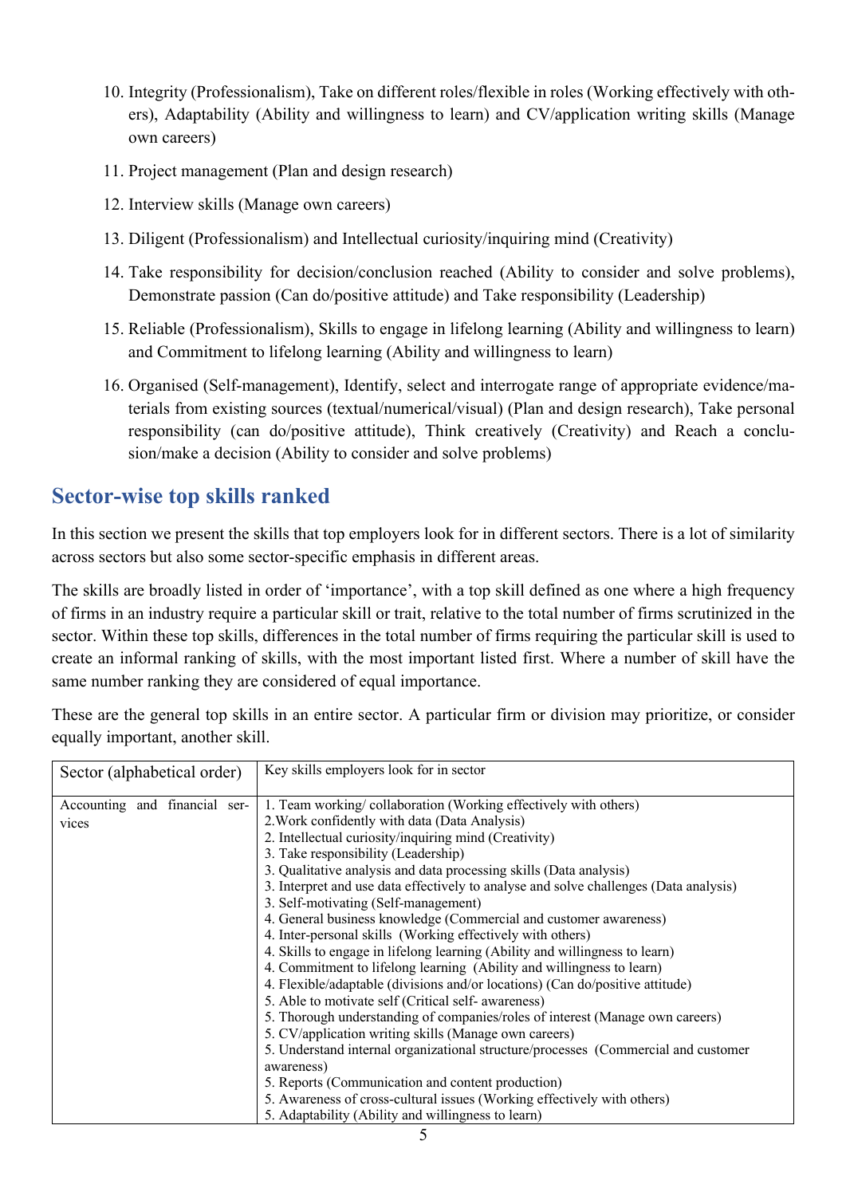10. Integrity (Professionalism), Take on different roles/flexible in roles (Working effectively with others), Adaptability (Ability and willingness to learn) and CV/application writing skills (Manage own careers)
11. Project management (Plan and design research)
12. Interview skills (Manage own careers)
13. Diligent (Professionalism) and Intellectual curiosity/inquiring mind (Creativity)
14. Take responsibility for decision/conclusion reached (Ability to consider and solve problems), Demonstrate passion (Can do/positive attitude) and Take responsibility (Leadership)
15. Reliable (Professionalism), Skills to engage in lifelong learning (Ability and willingness to learn) and Commitment to lifelong learning (Ability and willingness to learn)
16. Organised (Self-management), Identify, select and interrogate range of appropriate evidence/materials from existing sources (textual/numerical/visual) (Plan and design research), Take personal responsibility (can do/positive attitude), Think creatively (Creativity) and Reach a conclusion/make a decision (Ability to consider and solve problems)

## Sector-wise top skills ranked

In this section we present the skills that top employers look for in different sectors. There is a lot of similarity across sectors but also some sector-specific emphasis in different areas.

The skills are broadly listed in order of 'importance', with a top skill defined as one where a high frequency of firms in an industry require a particular skill or trait, relative to the total number of firms scrutinized in the sector. Within these top skills, differences in the total number of firms requiring the particular skill is used to create an informal ranking of skills, with the most important listed first. Where a number of skill have the same number ranking they are considered of equal importance.

These are the general top skills in an entire sector. A particular firm or division may prioritize, or consider equally important, another skill.

| Sector (alphabetical order) | Key skills employers look for in sector |
|---|---|
| Accounting and financial services | 1. Team working/ collaboration (Working effectively with others)<br>2. Work confidently with data (Data Analysis)<br>2. Intellectual curiosity/inquiring mind (Creativity)<br>3. Take responsibility (Leadership)<br>3. Qualitative analysis and data processing skills (Data analysis)<br>3. Interpret and use data effectively to analyse and solve challenges (Data analysis)<br>3. Self-motivating (Self-management)<br>4. General business knowledge (Commercial and customer awareness)<br>4. Inter-personal skills (Working effectively with others)<br>4. Skills to engage in lifelong learning (Ability and willingness to learn)<br>4. Commitment to lifelong learning (Ability and willingness to learn)<br>4. Flexible/adaptable (divisions and/or locations) (Can do/positive attitude)<br>5. Able to motivate self (Critical self- awareness)<br>5. Thorough understanding of companies/roles of interest (Manage own careers)<br>5. CV/application writing skills (Manage own careers)<br>5. Understand internal organizational structure/processes (Commercial and customer awareness)<br>5. Reports (Communication and content production)<br>5. Awareness of cross-cultural issues (Working effectively with others)<br>5. Adaptability (Ability and willingness to learn) |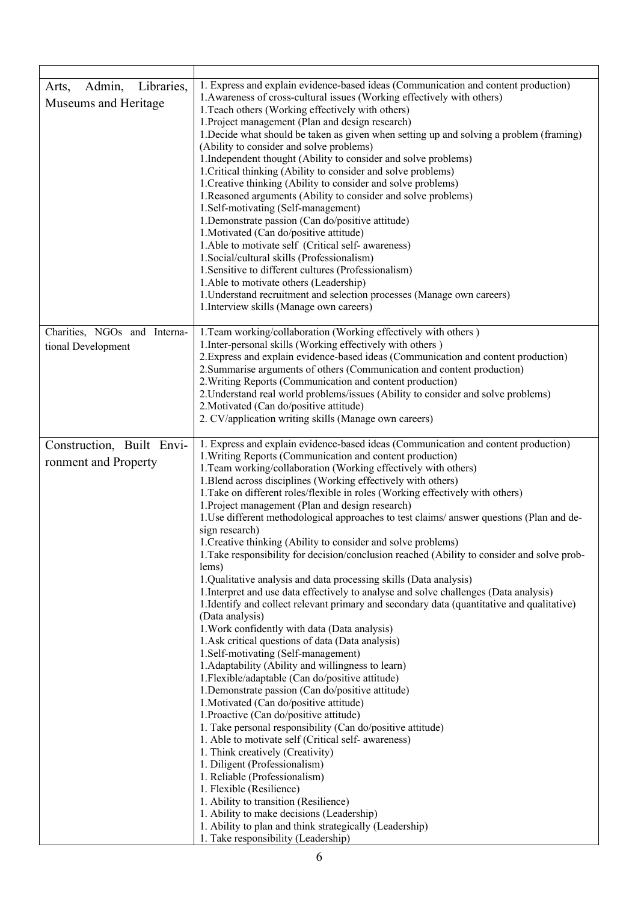| | |
|---|---|
| Arts, Admin, Libraries, Museums and Heritage | 1. Express and explain evidence-based ideas (Communication and content production)<br>1.Awareness of cross-cultural issues (Working effectively with others)<br>1.Teach others (Working effectively with others)<br>1.Project management (Plan and design research)<br>1.Decide what should be taken as given when setting up and solving a problem (framing) (Ability to consider and solve problems)<br>1.Independent thought (Ability to consider and solve problems)<br>1.Critical thinking (Ability to consider and solve problems)<br>1.Creative thinking (Ability to consider and solve problems)<br>1.Reasoned arguments (Ability to consider and solve problems)<br>1.Self-motivating (Self-management)<br>1.Demonstrate passion (Can do/positive attitude)<br>1.Motivated (Can do/positive attitude)<br>1.Able to motivate self (Critical self- awareness)<br>1.Social/cultural skills (Professionalism)<br>1.Sensitive to different cultures (Professionalism)<br>1.Able to motivate others (Leadership)<br>1.Understand recruitment and selection processes (Manage own careers)<br>1.Interview skills (Manage own careers) |
| Charities, NGOs and International Development | 1.Team working/collaboration (Working effectively with others )<br>1.Inter-personal skills (Working effectively with others )<br>2.Express and explain evidence-based ideas (Communication and content production)<br>2.Summarise arguments of others (Communication and content production)<br>2.Writing Reports (Communication and content production)<br>2.Understand real world problems/issues (Ability to consider and solve problems)<br>2.Motivated (Can do/positive attitude)<br>2. CV/application writing skills (Manage own careers) |
| Construction, Built Environment and Property | 1. Express and explain evidence-based ideas (Communication and content production)<br>1.Writing Reports (Communication and content production)<br>1.Team working/collaboration (Working effectively with others)<br>1.Blend across disciplines (Working effectively with others)<br>1.Take on different roles/flexible in roles (Working effectively with others)<br>1.Project management (Plan and design research)<br>1.Use different methodological approaches to test claims/ answer questions (Plan and design research)<br>1.Creative thinking (Ability to consider and solve problems)<br>1.Take responsibility for decision/conclusion reached (Ability to consider and solve problems)<br>1.Qualitative analysis and data processing skills (Data analysis)<br>1.Interpret and use data effectively to analyse and solve challenges (Data analysis)<br>1.Identify and collect relevant primary and secondary data (quantitative and qualitative) (Data analysis)<br>1.Work confidently with data (Data analysis)<br>1.Ask critical questions of data (Data analysis)<br>1.Self-motivating (Self-management)<br>1.Adaptability (Ability and willingness to learn)<br>1.Flexible/adaptable (Can do/positive attitude)<br>1.Demonstrate passion (Can do/positive attitude)<br>1.Motivated (Can do/positive attitude)<br>1.Proactive (Can do/positive attitude)<br>1. Take personal responsibility (Can do/positive attitude)<br>1. Able to motivate self (Critical self- awareness)<br>1. Think creatively (Creativity)<br>1. Diligent (Professionalism)<br>1. Reliable (Professionalism)<br>1. Flexible (Resilience)<br>1. Ability to transition (Resilience)<br>1. Ability to make decisions (Leadership)<br>1. Ability to plan and think strategically (Leadership)<br>1. Take responsibility (Leadership) |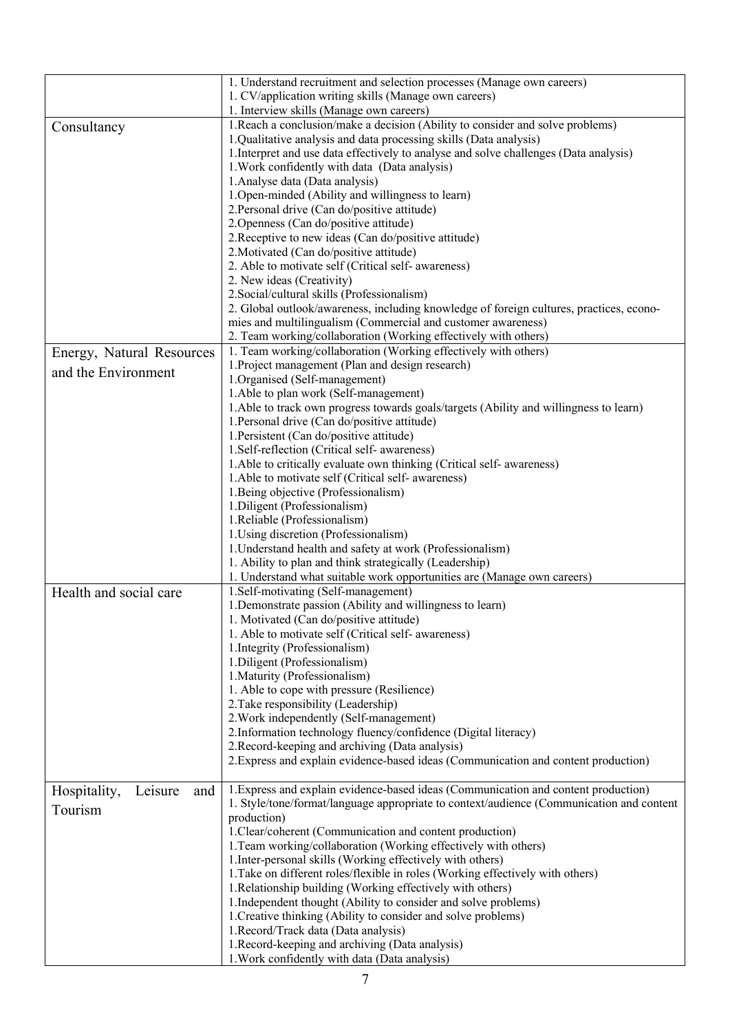| | |
|---|---|
| | 1. Understand recruitment and selection processes (Manage own careers)<br>1. CV/application writing skills (Manage own careers)<br>1. Interview skills (Manage own careers) |
| Consultancy | 1.Reach a conclusion/make a decision (Ability to consider and solve problems)<br>1.Qualitative analysis and data processing skills (Data analysis)<br>1.Interpret and use data effectively to analyse and solve challenges (Data analysis)<br>1.Work confidently with data (Data analysis)<br>1.Analyse data (Data analysis)<br>1.Open-minded (Ability and willingness to learn)<br>2.Personal drive (Can do/positive attitude)<br>2.Openness (Can do/positive attitude)<br>2.Receptive to new ideas (Can do/positive attitude)<br>2.Motivated (Can do/positive attitude)<br>2. Able to motivate self (Critical self- awareness)<br>2. New ideas (Creativity)<br>2.Social/cultural skills (Professionalism)<br>2. Global outlook/awareness, including knowledge of foreign cultures, practices, economies and multilingualism (Commercial and customer awareness)<br>2. Team working/collaboration (Working effectively with others) |
| Energy, Natural Resources and the Environment | 1. Team working/collaboration (Working effectively with others)<br>1.Project management (Plan and design research)<br>1.Organised (Self-management)<br>1.Able to plan work (Self-management)<br>1.Able to track own progress towards goals/targets (Ability and willingness to learn)<br>1.Personal drive (Can do/positive attitude)<br>1.Persistent (Can do/positive attitude)<br>1.Self-reflection (Critical self- awareness)<br>1.Able to critically evaluate own thinking (Critical self- awareness)<br>1.Able to motivate self (Critical self- awareness)<br>1.Being objective (Professionalism)<br>1.Diligent (Professionalism)<br>1.Reliable (Professionalism)<br>1.Using discretion (Professionalism)<br>1.Understand health and safety at work (Professionalism)<br>1. Ability to plan and think strategically (Leadership)<br>1. Understand what suitable work opportunities are (Manage own careers) |
| Health and social care | 1.Self-motivating (Self-management)<br>1.Demonstrate passion (Ability and willingness to learn)<br>1. Motivated (Can do/positive attitude)<br>1. Able to motivate self (Critical self- awareness)<br>1.Integrity (Professionalism)<br>1.Diligent (Professionalism)<br>1.Maturity (Professionalism)<br>1. Able to cope with pressure (Resilience)<br>2.Take responsibility (Leadership)<br>2.Work independently (Self-management)<br>2.Information technology fluency/confidence (Digital literacy)<br>2.Record-keeping and archiving (Data analysis)<br>2.Express and explain evidence-based ideas (Communication and content production) |
| Hospitality, Leisure and Tourism | 1.Express and explain evidence-based ideas (Communication and content production)<br>1. Style/tone/format/language appropriate to context/audience (Communication and content production)<br>1.Clear/coherent (Communication and content production)<br>1.Team working/collaboration (Working effectively with others)<br>1.Inter-personal skills (Working effectively with others)<br>1.Take on different roles/flexible in roles (Working effectively with others)<br>1.Relationship building (Working effectively with others)<br>1.Independent thought (Ability to consider and solve problems)<br>1.Creative thinking (Ability to consider and solve problems)<br>1.Record/Track data (Data analysis)<br>1.Record-keeping and archiving (Data analysis)<br>1.Work confidently with data (Data analysis) |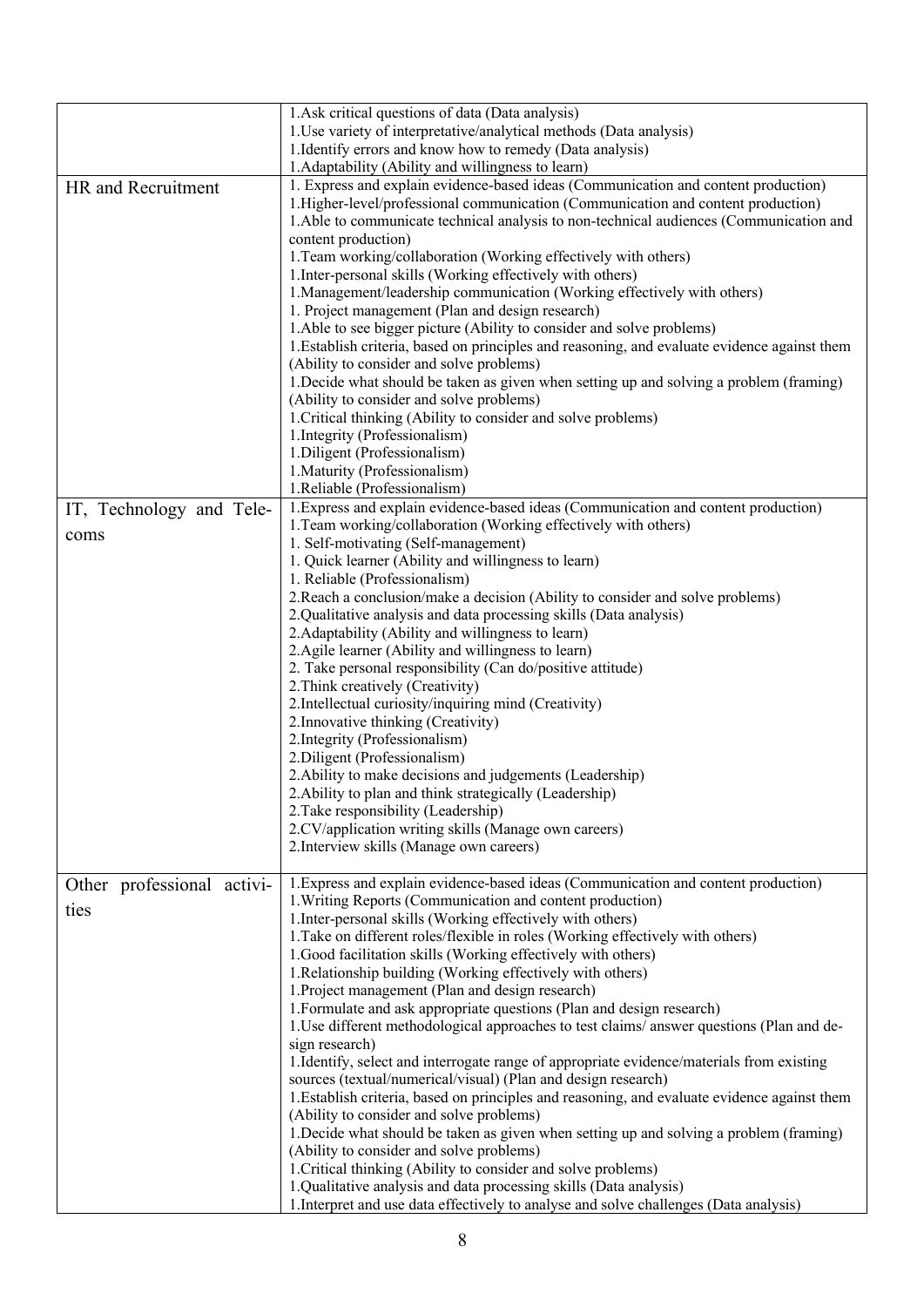| | |
|---|---|
| | 1.Ask critical questions of data (Data analysis)<br>1.Use variety of interpretative/analytical methods (Data analysis)<br>1.Identify errors and know how to remedy (Data analysis)<br>1.Adaptability (Ability and willingness to learn) |
| HR and Recruitment | 1. Express and explain evidence-based ideas (Communication and content production)<br>1.Higher-level/professional communication (Communication and content production)<br>1.Able to communicate technical analysis to non-technical audiences (Communication and content production)<br>1.Team working/collaboration (Working effectively with others)<br>1.Inter-personal skills (Working effectively with others)<br>1.Management/leadership communication (Working effectively with others)<br>1. Project management (Plan and design research)<br>1.Able to see bigger picture (Ability to consider and solve problems)<br>1.Establish criteria, based on principles and reasoning, and evaluate evidence against them (Ability to consider and solve problems)<br>1.Decide what should be taken as given when setting up and solving a problem (framing) (Ability to consider and solve problems)<br>1.Critical thinking (Ability to consider and solve problems)<br>1.Integrity (Professionalism)<br>1.Diligent (Professionalism)<br>1.Maturity (Professionalism)<br>1.Reliable (Professionalism) |
| IT, Technology and Telecoms | 1.Express and explain evidence-based ideas (Communication and content production)<br>1.Team working/collaboration (Working effectively with others)<br>1. Self-motivating (Self-management)<br>1. Quick learner (Ability and willingness to learn)<br>1. Reliable (Professionalism)<br>2.Reach a conclusion/make a decision (Ability to consider and solve problems)<br>2.Qualitative analysis and data processing skills (Data analysis)<br>2.Adaptability (Ability and willingness to learn)<br>2.Agile learner (Ability and willingness to learn)<br>2. Take personal responsibility (Can do/positive attitude)<br>2.Think creatively (Creativity)<br>2.Intellectual curiosity/inquiring mind (Creativity)<br>2.Innovative thinking (Creativity)<br>2.Integrity (Professionalism)<br>2.Diligent (Professionalism)<br>2.Ability to make decisions and judgements (Leadership)<br>2.Ability to plan and think strategically (Leadership)<br>2.Take responsibility (Leadership)<br>2.CV/application writing skills (Manage own careers)<br>2.Interview skills (Manage own careers) |
| Other professional activities | 1.Express and explain evidence-based ideas (Communication and content production)<br>1.Writing Reports (Communication and content production)<br>1.Inter-personal skills (Working effectively with others)<br>1.Take on different roles/flexible in roles (Working effectively with others)<br>1.Good facilitation skills (Working effectively with others)<br>1.Relationship building (Working effectively with others)<br>1.Project management (Plan and design research)<br>1.Formulate and ask appropriate questions (Plan and design research)<br>1.Use different methodological approaches to test claims/ answer questions (Plan and design research)<br>1.Identify, select and interrogate range of appropriate evidence/materials from existing sources (textual/numerical/visual) (Plan and design research)<br>1.Establish criteria, based on principles and reasoning, and evaluate evidence against them (Ability to consider and solve problems)<br>1.Decide what should be taken as given when setting up and solving a problem (framing) (Ability to consider and solve problems)<br>1.Critical thinking (Ability to consider and solve problems)<br>1.Qualitative analysis and data processing skills (Data analysis)<br>1.Interpret and use data effectively to analyse and solve challenges (Data analysis) |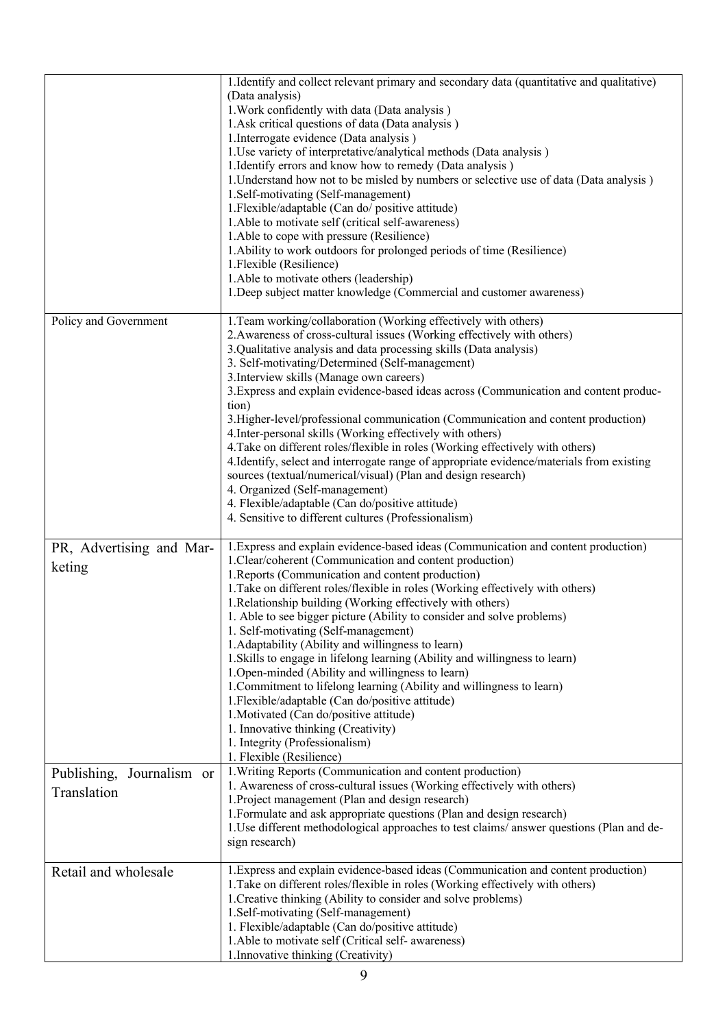| | |
|---|---|
| | 1.Identify and collect relevant primary and secondary data (quantitative and qualitative) (Data analysis)<br>1.Work confidently with data (Data analysis )<br>1.Ask critical questions of data (Data analysis )<br>1.Interrogate evidence (Data analysis )<br>1.Use variety of interpretative/analytical methods (Data analysis )<br>1.Identify errors and know how to remedy (Data analysis )<br>1.Understand how not to be misled by numbers or selective use of data (Data analysis )<br>1.Self-motivating (Self-management)<br>1.Flexible/adaptable (Can do/ positive attitude)<br>1.Able to motivate self (critical self-awareness)<br>1.Able to cope with pressure (Resilience)<br>1.Ability to work outdoors for prolonged periods of time (Resilience)<br>1.Flexible (Resilience)<br>1.Able to motivate others (leadership)<br>1.Deep subject matter knowledge (Commercial and customer awareness) |
| Policy and Government | 1.Team working/collaboration (Working effectively with others)<br>2.Awareness of cross-cultural issues (Working effectively with others)<br>3.Qualitative analysis and data processing skills (Data analysis)<br>3. Self-motivating/Determined (Self-management)<br>3.Interview skills (Manage own careers)<br>3.Express and explain evidence-based ideas across (Communication and content production)<br>3.Higher-level/professional communication (Communication and content production)<br>4.Inter-personal skills (Working effectively with others)<br>4.Take on different roles/flexible in roles (Working effectively with others)<br>4.Identify, select and interrogate range of appropriate evidence/materials from existing sources (textual/numerical/visual) (Plan and design research)<br>4. Organized (Self-management)<br>4. Flexible/adaptable (Can do/positive attitude)<br>4. Sensitive to different cultures (Professionalism) |
| PR, Advertising and Marketing | 1.Express and explain evidence-based ideas (Communication and content production)<br>1.Clear/coherent (Communication and content production)<br>1.Reports (Communication and content production)<br>1.Take on different roles/flexible in roles (Working effectively with others)<br>1.Relationship building (Working effectively with others)<br>1. Able to see bigger picture (Ability to consider and solve problems)<br>1. Self-motivating (Self-management)<br>1.Adaptability (Ability and willingness to learn)<br>1.Skills to engage in lifelong learning (Ability and willingness to learn)<br>1.Open-minded (Ability and willingness to learn)<br>1.Commitment to lifelong learning (Ability and willingness to learn)<br>1.Flexible/adaptable (Can do/positive attitude)<br>1.Motivated (Can do/positive attitude)<br>1. Innovative thinking (Creativity)<br>1. Integrity (Professionalism)<br>1. Flexible (Resilience) |
| Publishing, Journalism or Translation | 1.Writing Reports (Communication and content production)<br>1. Awareness of cross-cultural issues (Working effectively with others)<br>1.Project management (Plan and design research)<br>1.Formulate and ask appropriate questions (Plan and design research)<br>1.Use different methodological approaches to test claims/ answer questions (Plan and design research) |
| Retail and wholesale | 1.Express and explain evidence-based ideas (Communication and content production)<br>1.Take on different roles/flexible in roles (Working effectively with others)<br>1.Creative thinking (Ability to consider and solve problems)<br>1.Self-motivating (Self-management)<br>1. Flexible/adaptable (Can do/positive attitude)<br>1.Able to motivate self (Critical self- awareness)<br>1.Innovative thinking (Creativity) |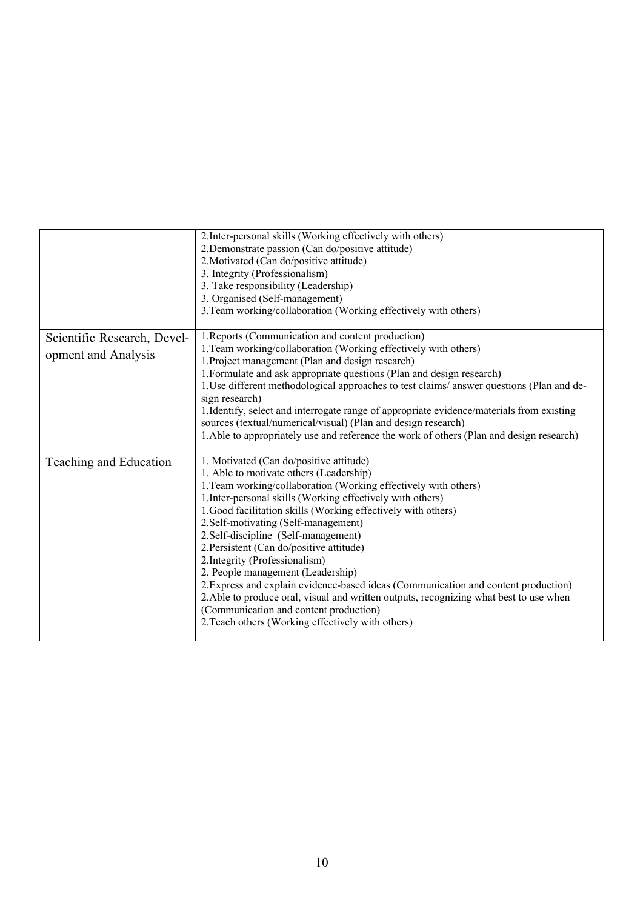| | |
|---|---|
| | 2.Inter-personal skills (Working effectively with others)<br>2.Demonstrate passion (Can do/positive attitude)<br>2.Motivated (Can do/positive attitude)<br>3. Integrity (Professionalism)<br>3. Take responsibility (Leadership)<br>3. Organised (Self-management)<br>3.Team working/collaboration (Working effectively with others) |
| Scientific Research, Development and Analysis | 1.Reports (Communication and content production)<br>1.Team working/collaboration (Working effectively with others)<br>1.Project management (Plan and design research)<br>1.Formulate and ask appropriate questions (Plan and design research)<br>1.Use different methodological approaches to test claims/ answer questions (Plan and design research)<br>1.Identify, select and interrogate range of appropriate evidence/materials from existing sources (textual/numerical/visual) (Plan and design research)<br>1.Able to appropriately use and reference the work of others (Plan and design research) |
| Teaching and Education | 1. Motivated (Can do/positive attitude)<br>1. Able to motivate others (Leadership)<br>1.Team working/collaboration (Working effectively with others)<br>1.Inter-personal skills (Working effectively with others)<br>1.Good facilitation skills (Working effectively with others)<br>2.Self-motivating (Self-management)<br>2.Self-discipline (Self-management)<br>2.Persistent (Can do/positive attitude)<br>2.Integrity (Professionalism)<br>2. People management (Leadership)<br>2.Express and explain evidence-based ideas (Communication and content production)<br>2.Able to produce oral, visual and written outputs, recognizing what best to use when (Communication and content production)<br>2.Teach others (Working effectively with others) |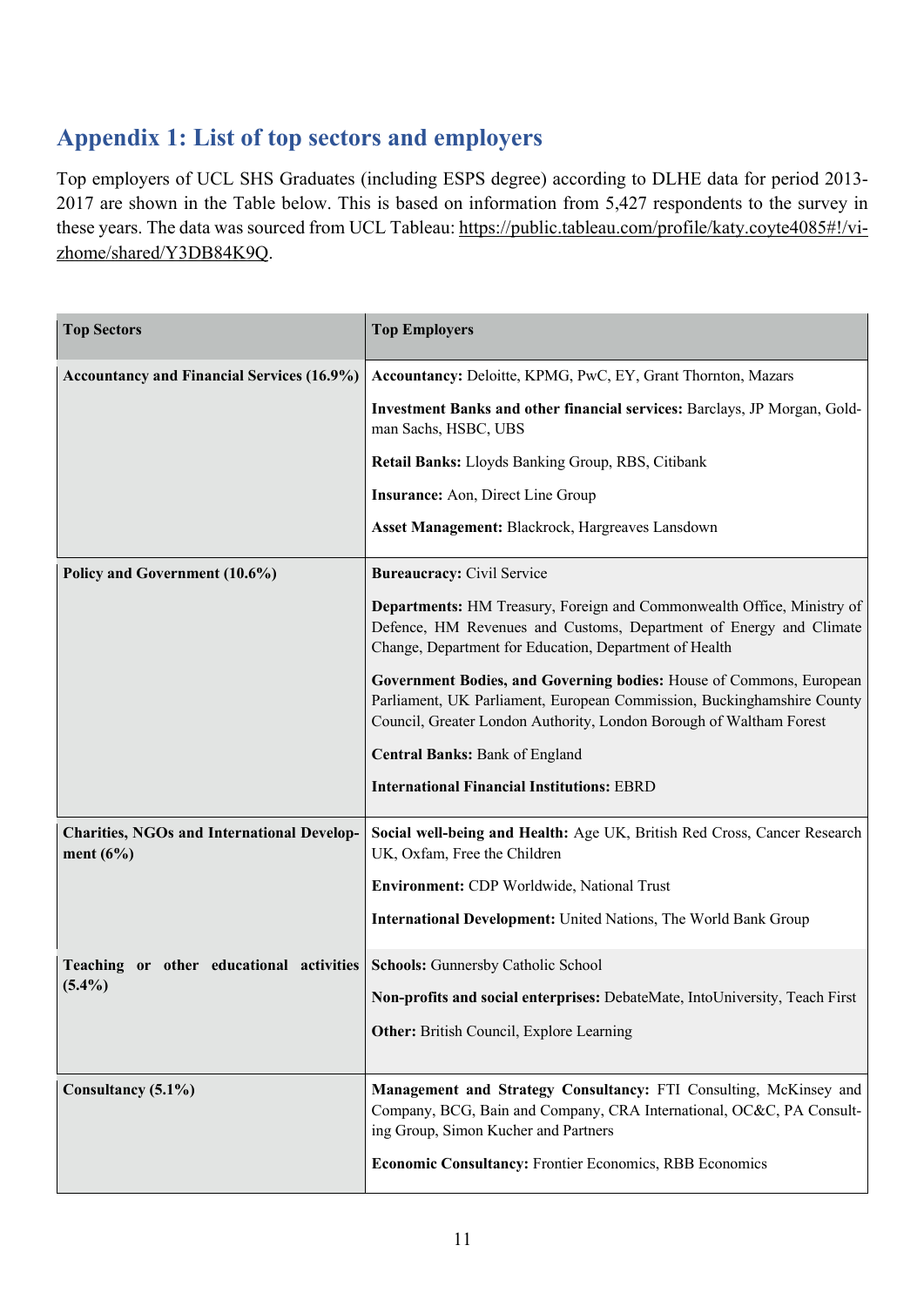## Appendix 1: List of top sectors and employers

Top employers of UCL SHS Graduates (including ESPS degree) according to DLHE data for period 2013-2017 are shown in the Table below. This is based on information from 5,427 respondents to the survey in these years. The data was sourced from UCL Tableau: https://public.tableau.com/profile/katy.coyte4085#!/vizhome/shared/Y3DB84K9Q.

| Top Sectors | Top Employers |
| --- | --- |
| **Accountancy and Financial Services (16.9%)** | **Accountancy:** Deloitte, KPMG, PwC, EY, Grant Thornton, Mazars<br><br>**Investment Banks and other financial services:** Barclays, JP Morgan, Goldman Sachs, HSBC, UBS<br><br>**Retail Banks:** Lloyds Banking Group, RBS, Citibank<br><br>**Insurance:** Aon, Direct Line Group<br><br>**Asset Management:** Blackrock, Hargreaves Lansdown |
| **Policy and Government (10.6%)** | **Bureaucracy:** Civil Service<br><br>**Departments:** HM Treasury, Foreign and Commonwealth Office, Ministry of Defence, HM Revenues and Customs, Department of Energy and Climate Change, Department for Education, Department of Health<br><br>**Government Bodies, and Governing bodies:** House of Commons, European Parliament, UK Parliament, European Commission, Buckinghamshire County Council, Greater London Authority, London Borough of Waltham Forest<br><br>**Central Banks:** Bank of England<br><br>**International Financial Institutions:** EBRD |
| **Charities, NGOs and International Development (6%)** | **Social well-being and Health:** Age UK, British Red Cross, Cancer Research UK, Oxfam, Free the Children<br><br>**Environment:** CDP Worldwide, National Trust<br><br>**International Development:** United Nations, The World Bank Group |
| **Teaching or other educational activities (5.4%)** | **Schools:** Gunnersby Catholic School<br><br>**Non-profits and social enterprises:** DebateMate, IntoUniversity, Teach First<br><br>**Other:** British Council, Explore Learning |
| **Consultancy (5.1%)** | **Management and Strategy Consultancy:** FTI Consulting, McKinsey and Company, BCG, Bain and Company, CRA International, OC&C, PA Consulting Group, Simon Kucher and Partners<br><br>**Economic Consultancy:** Frontier Economics, RBB Economics |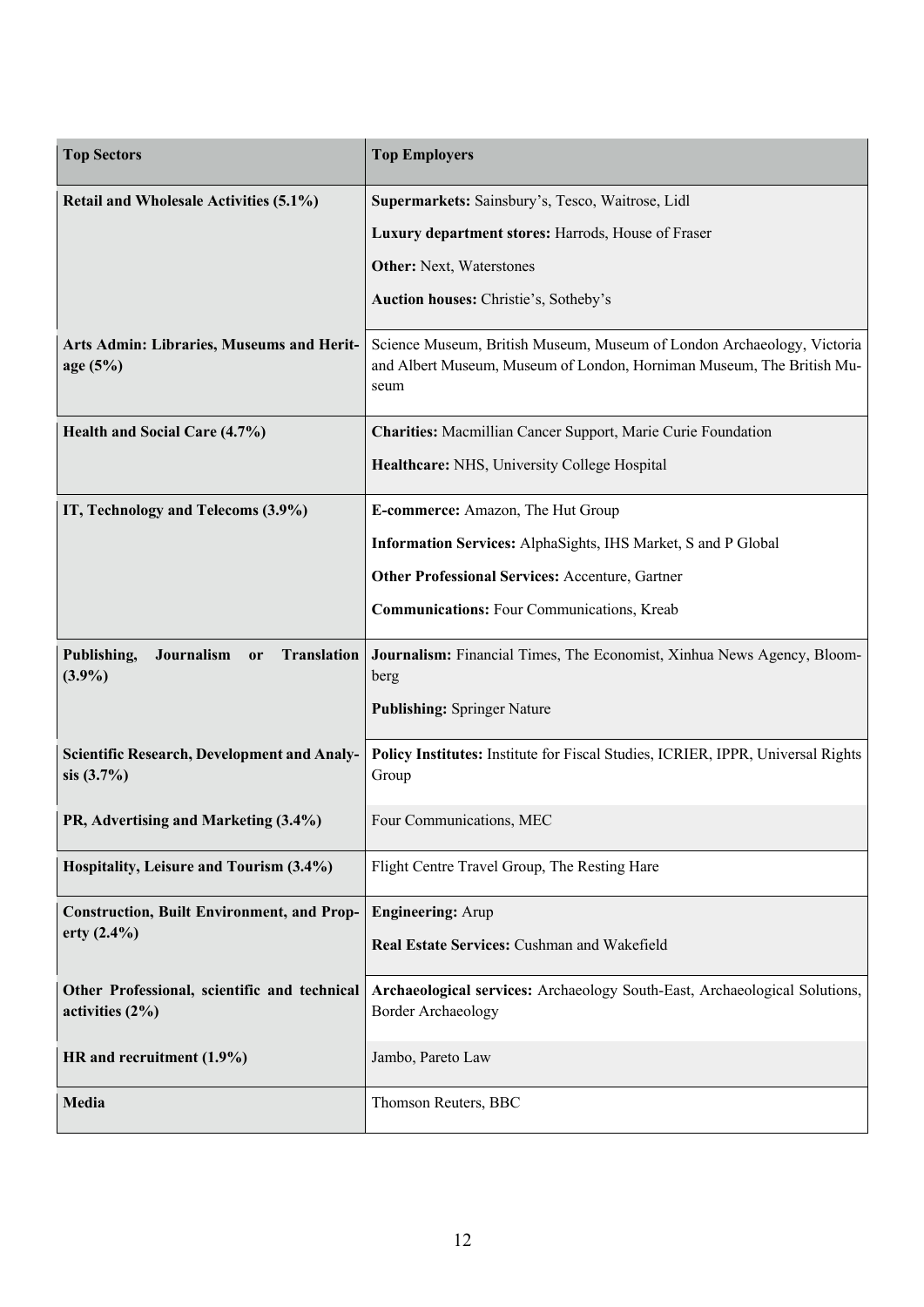| Top Sectors | Top Employers |
| --- | --- |
| **Retail and Wholesale Activities (5.1%)** | **Supermarkets:** Sainsbury's, Tesco, Waitrose, Lidl<br>**Luxury department stores:** Harrods, House of Fraser<br>**Other:** Next, Waterstones<br>**Auction houses:** Christie's, Sotheby's |
| **Arts Admin: Libraries, Museums and Heritage (5%)** | Science Museum, British Museum, Museum of London Archaeology, Victoria and Albert Museum, Museum of London, Horniman Museum, The British Museum |
| **Health and Social Care (4.7%)** | **Charities:** Macmillian Cancer Support, Marie Curie Foundation<br>**Healthcare:** NHS, University College Hospital |
| **IT, Technology and Telecoms (3.9%)** | **E-commerce:** Amazon, The Hut Group<br>**Information Services:** AlphaSights, IHS Market, S and P Global<br>**Other Professional Services:** Accenture, Gartner<br>**Communications:** Four Communications, Kreab |
| **Publishing, Journalism or Translation (3.9%)** | **Journalism:** Financial Times, The Economist, Xinhua News Agency, Bloomberg<br>**Publishing:** Springer Nature |
| **Scientific Research, Development and Analysis (3.7%)** | **Policy Institutes:** Institute for Fiscal Studies, ICRIER, IPPR, Universal Rights Group |
| **PR, Advertising and Marketing (3.4%)** | Four Communications, MEC |
| **Hospitality, Leisure and Tourism (3.4%)** | Flight Centre Travel Group, The Resting Hare |
| **Construction, Built Environment, and Property (2.4%)** | **Engineering:** Arup<br>**Real Estate Services:** Cushman and Wakefield |
| **Other Professional, scientific and technical activities (2%)** | **Archaeological services:** Archaeology South-East, Archaeological Solutions, Border Archaeology |
| **HR and recruitment (1.9%)** | Jambo, Pareto Law |
| **Media** | Thomson Reuters, BBC |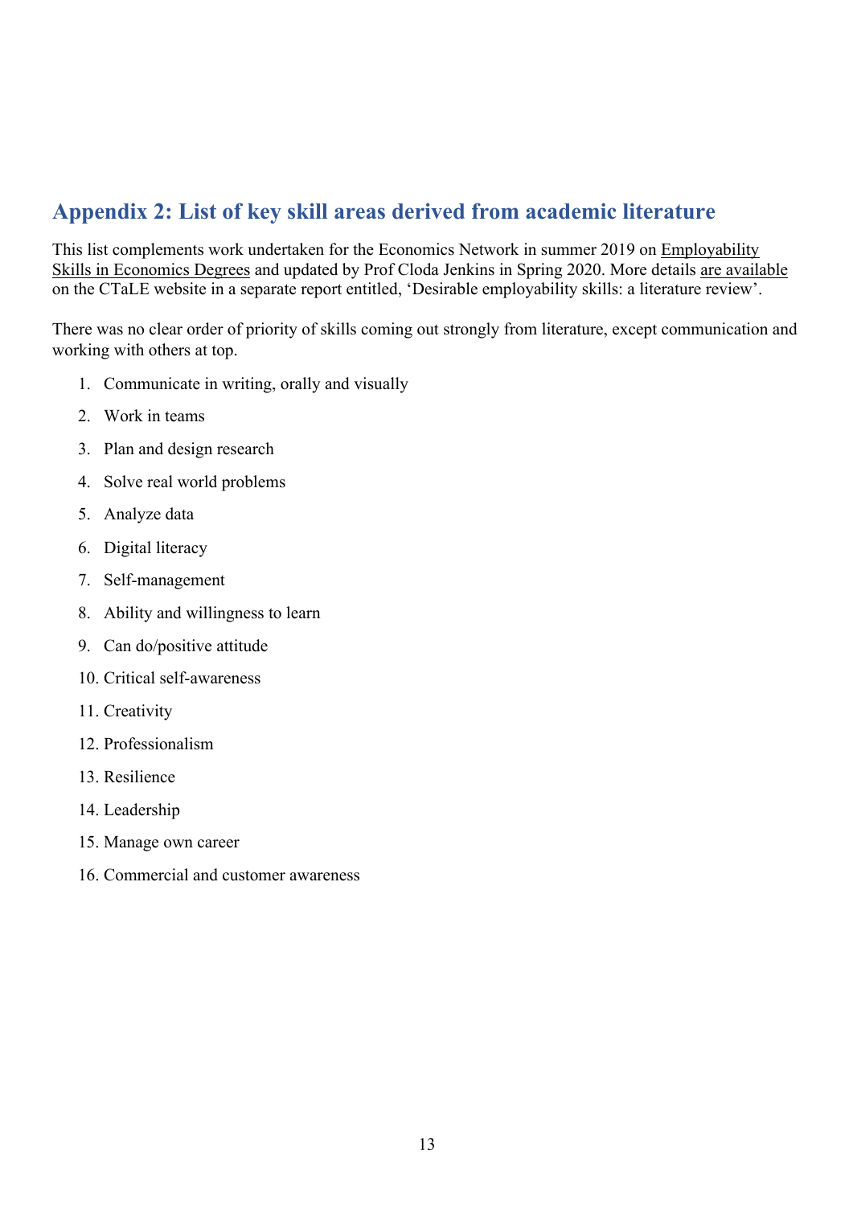## Appendix 2: List of key skill areas derived from academic literature

This list complements work undertaken for the Economics Network in summer 2019 on Employability Skills in Economics Degrees and updated by Prof Cloda Jenkins in Spring 2020. More details are available on the CTaLE website in a separate report entitled, 'Desirable employability skills: a literature review'.

There was no clear order of priority of skills coming out strongly from literature, except communication and working with others at top.

1. Communicate in writing, orally and visually
2. Work in teams
3. Plan and design research
4. Solve real world problems
5. Analyze data
6. Digital literacy
7. Self-management
8. Ability and willingness to learn
9. Can do/positive attitude
10. Critical self-awareness
11. Creativity
12. Professionalism
13. Resilience
14. Leadership
15. Manage own career
16. Commercial and customer awareness